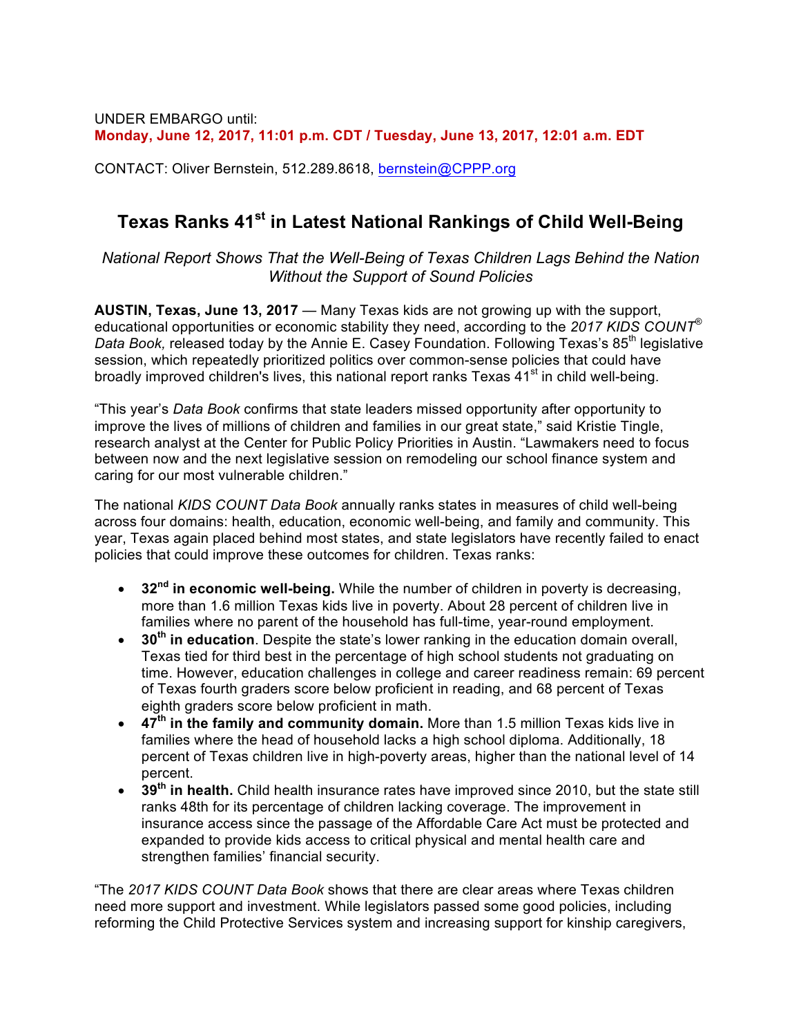UNDER EMBARGO until:
**Monday, June 12, 2017, 11:01 p.m. CDT / Tuesday, June 13, 2017, 12:01 a.m. EDT**

CONTACT: Oliver Bernstein, 512.289.8618, bernstein@CPPP.org

# Texas Ranks 41st in Latest National Rankings of Child Well-Being

*National Report Shows That the Well-Being of Texas Children Lags Behind the Nation Without the Support of Sound Policies*

**AUSTIN, Texas, June 13, 2017** — Many Texas kids are not growing up with the support, educational opportunities or economic stability they need, according to the *2017 KIDS COUNT® Data Book,* released today by the Annie E. Casey Foundation. Following Texas's 85th legislative session, which repeatedly prioritized politics over common-sense policies that could have broadly improved children's lives, this national report ranks Texas 41st in child well-being.

"This year's *Data Book* confirms that state leaders missed opportunity after opportunity to improve the lives of millions of children and families in our great state," said Kristie Tingle, research analyst at the Center for Public Policy Priorities in Austin. "Lawmakers need to focus between now and the next legislative session on remodeling our school finance system and caring for our most vulnerable children."

The national *KIDS COUNT Data Book* annually ranks states in measures of child well-being across four domains: health, education, economic well-being, and family and community. This year, Texas again placed behind most states, and state legislators have recently failed to enact policies that could improve these outcomes for children. Texas ranks:

- **32nd in economic well-being.** While the number of children in poverty is decreasing, more than 1.6 million Texas kids live in poverty. About 28 percent of children live in families where no parent of the household has full-time, year-round employment.
- **30th in education**. Despite the state's lower ranking in the education domain overall, Texas tied for third best in the percentage of high school students not graduating on time. However, education challenges in college and career readiness remain: 69 percent of Texas fourth graders score below proficient in reading, and 68 percent of Texas eighth graders score below proficient in math.
- **47th in the family and community domain.** More than 1.5 million Texas kids live in families where the head of household lacks a high school diploma. Additionally, 18 percent of Texas children live in high-poverty areas, higher than the national level of 14 percent.
- **39th in health.** Child health insurance rates have improved since 2010, but the state still ranks 48th for its percentage of children lacking coverage. The improvement in insurance access since the passage of the Affordable Care Act must be protected and expanded to provide kids access to critical physical and mental health care and strengthen families' financial security.

"The *2017 KIDS COUNT Data Book* shows that there are clear areas where Texas children need more support and investment. While legislators passed some good policies, including reforming the Child Protective Services system and increasing support for kinship caregivers,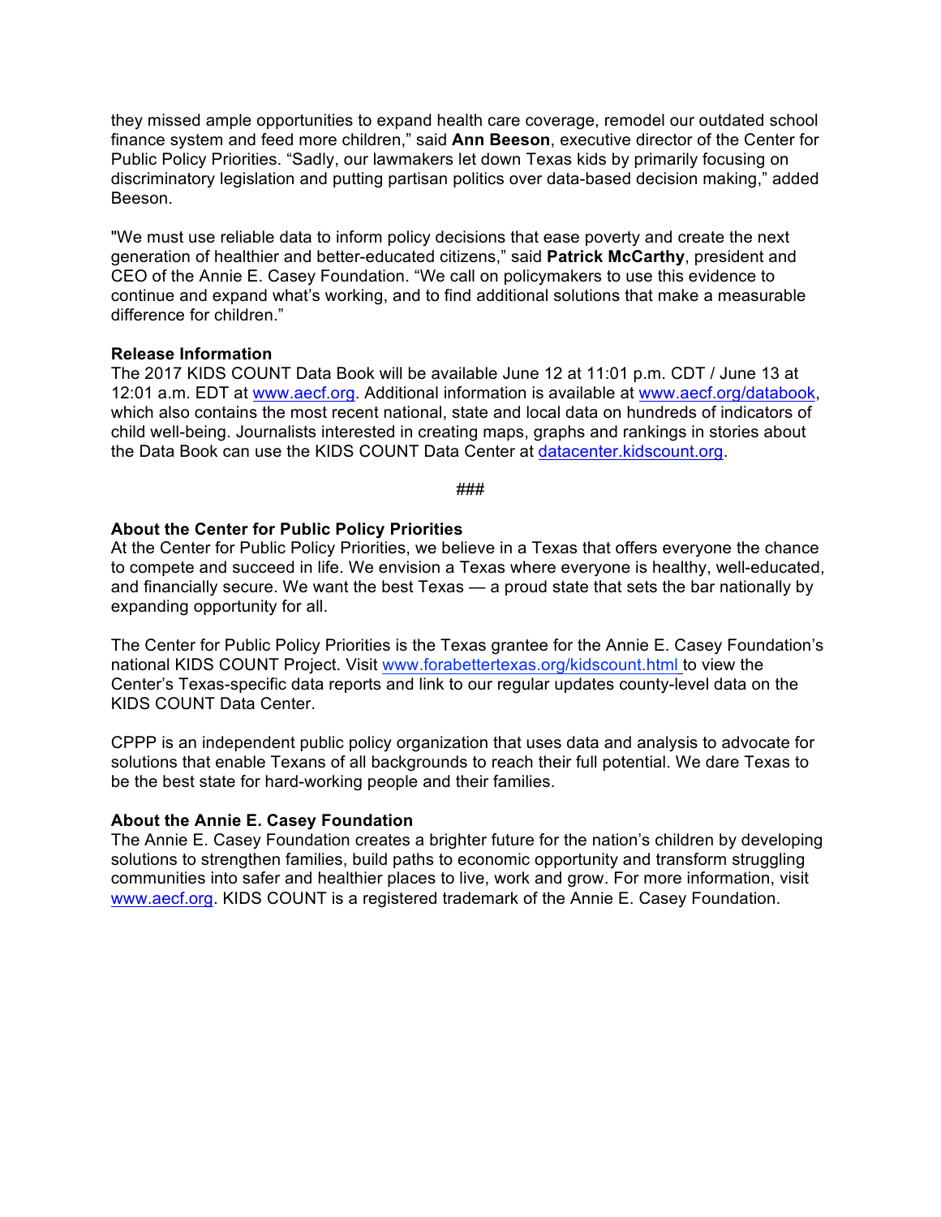they missed ample opportunities to expand health care coverage, remodel our outdated school finance system and feed more children," said **Ann Beeson**, executive director of the Center for Public Policy Priorities. "Sadly, our lawmakers let down Texas kids by primarily focusing on discriminatory legislation and putting partisan politics over data-based decision making," added Beeson.

"We must use reliable data to inform policy decisions that ease poverty and create the next generation of healthier and better-educated citizens," said **Patrick McCarthy**, president and CEO of the Annie E. Casey Foundation. "We call on policymakers to use this evidence to continue and expand what's working, and to find additional solutions that make a measurable difference for children."

**Release Information**
The 2017 KIDS COUNT Data Book will be available June 12 at 11:01 p.m. CDT / June 13 at 12:01 a.m. EDT at www.aecf.org. Additional information is available at www.aecf.org/databook, which also contains the most recent national, state and local data on hundreds of indicators of child well-being. Journalists interested in creating maps, graphs and rankings in stories about the Data Book can use the KIDS COUNT Data Center at datacenter.kidscount.org.

###

**About the Center for Public Policy Priorities**
At the Center for Public Policy Priorities, we believe in a Texas that offers everyone the chance to compete and succeed in life. We envision a Texas where everyone is healthy, well-educated, and financially secure. We want the best Texas — a proud state that sets the bar nationally by expanding opportunity for all.

The Center for Public Policy Priorities is the Texas grantee for the Annie E. Casey Foundation's national KIDS COUNT Project. Visit www.forabettertexas.org/kidscount.html to view the Center's Texas-specific data reports and link to our regular updates county-level data on the KIDS COUNT Data Center.

CPPP is an independent public policy organization that uses data and analysis to advocate for solutions that enable Texans of all backgrounds to reach their full potential. We dare Texas to be the best state for hard-working people and their families.

**About the Annie E. Casey Foundation**
The Annie E. Casey Foundation creates a brighter future for the nation's children by developing solutions to strengthen families, build paths to economic opportunity and transform struggling communities into safer and healthier places to live, work and grow. For more information, visit www.aecf.org. KIDS COUNT is a registered trademark of the Annie E. Casey Foundation.